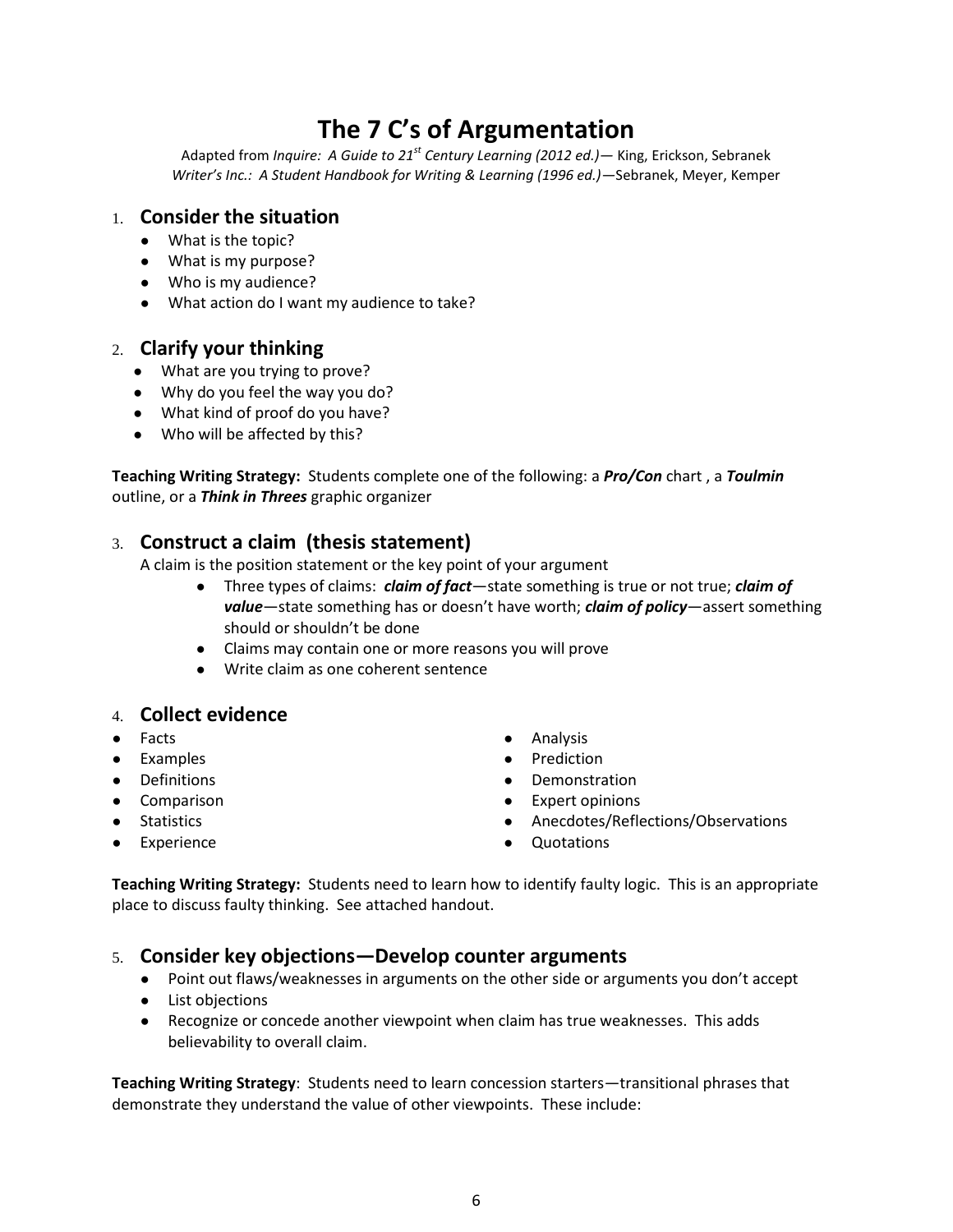# The 7 C's of Argumentation

Adapted from *Inquire: A Guide to 21st Century Learning (2012 ed.)*— King, Erickson, Sebranek
*Writer's Inc.: A Student Handbook for Writing & Learning (1996 ed.)*—Sebranek, Meyer, Kemper

## 1. Consider the situation

- What is the topic?
- What is my purpose?
- Who is my audience?
- What action do I want my audience to take?

## 2. Clarify your thinking

- What are you trying to prove?
- Why do you feel the way you do?
- What kind of proof do you have?
- Who will be affected by this?

**Teaching Writing Strategy:** Students complete one of the following: a ***Pro/Con*** chart , a ***Toulmin*** outline, or a ***Think in Threes*** graphic organizer

## 3. Construct a claim (thesis statement)

A claim is the position statement or the key point of your argument

- Three types of claims: ***claim of fact***—state something is true or not true; ***claim of value***—state something has or doesn't have worth; ***claim of policy***—assert something should or shouldn't be done
- Claims may contain one or more reasons you will prove
- Write claim as one coherent sentence

## 4. Collect evidence

- Facts
- Examples
- Definitions
- Comparison
- Statistics
- Experience
- Analysis
- Prediction
- Demonstration
- Expert opinions
- Anecdotes/Reflections/Observations
- Quotations

**Teaching Writing Strategy:** Students need to learn how to identify faulty logic. This is an appropriate place to discuss faulty thinking. See attached handout.

## 5. Consider key objections—Develop counter arguments

- Point out flaws/weaknesses in arguments on the other side or arguments you don't accept
- List objections
- Recognize or concede another viewpoint when claim has true weaknesses. This adds believability to overall claim.

**Teaching Writing Strategy**: Students need to learn concession starters—transitional phrases that demonstrate they understand the value of other viewpoints. These include: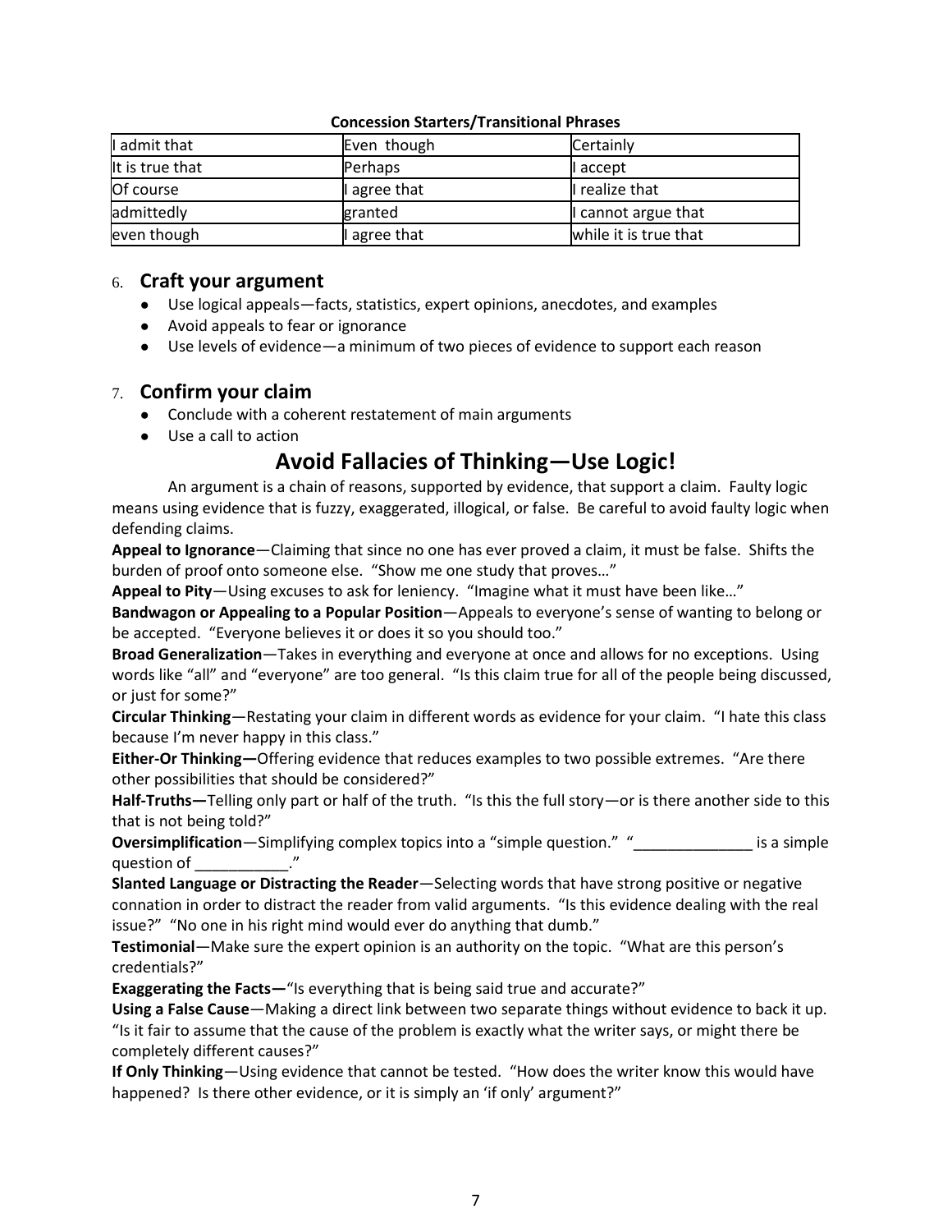**Concession Starters/Transitional Phrases**

| | | |
|---|---|---|
| I admit that | Even though | Certainly |
| It is true that | Perhaps | I accept |
| Of course | I agree that | I realize that |
| admittedly | granted | I cannot argue that |
| even though | I agree that | while it is true that |

6. **Craft your argument**
   - Use logical appeals—facts, statistics, expert opinions, anecdotes, and examples
   - Avoid appeals to fear or ignorance
   - Use levels of evidence—a minimum of two pieces of evidence to support each reason

7. **Confirm your claim**
   - Conclude with a coherent restatement of main arguments
   - Use a call to action

## Avoid Fallacies of Thinking—Use Logic!

An argument is a chain of reasons, supported by evidence, that support a claim. Faulty logic means using evidence that is fuzzy, exaggerated, illogical, or false. Be careful to avoid faulty logic when defending claims.

**Appeal to Ignorance**—Claiming that since no one has ever proved a claim, it must be false. Shifts the burden of proof onto someone else. "Show me one study that proves…"

**Appeal to Pity**—Using excuses to ask for leniency. "Imagine what it must have been like…"

**Bandwagon or Appealing to a Popular Position**—Appeals to everyone's sense of wanting to belong or be accepted. "Everyone believes it or does it so you should too."

**Broad Generalization**—Takes in everything and everyone at once and allows for no exceptions. Using words like "all" and "everyone" are too general. "Is this claim true for all of the people being discussed, or just for some?"

**Circular Thinking**—Restating your claim in different words as evidence for your claim. "I hate this class because I'm never happy in this class."

**Either-Or Thinking—**Offering evidence that reduces examples to two possible extremes. "Are there other possibilities that should be considered?"

**Half-Truths—**Telling only part or half of the truth. "Is this the full story—or is there another side to this that is not being told?"

**Oversimplification**—Simplifying complex topics into a "simple question." "______________ is a simple question of ___________."

**Slanted Language or Distracting the Reader**—Selecting words that have strong positive or negative connation in order to distract the reader from valid arguments. "Is this evidence dealing with the real issue?" "No one in his right mind would ever do anything that dumb."

**Testimonial**—Make sure the expert opinion is an authority on the topic. "What are this person's credentials?"

**Exaggerating the Facts—**"Is everything that is being said true and accurate?"

**Using a False Cause**—Making a direct link between two separate things without evidence to back it up. "Is it fair to assume that the cause of the problem is exactly what the writer says, or might there be completely different causes?"

**If Only Thinking**—Using evidence that cannot be tested. "How does the writer know this would have happened? Is there other evidence, or it is simply an 'if only' argument?"